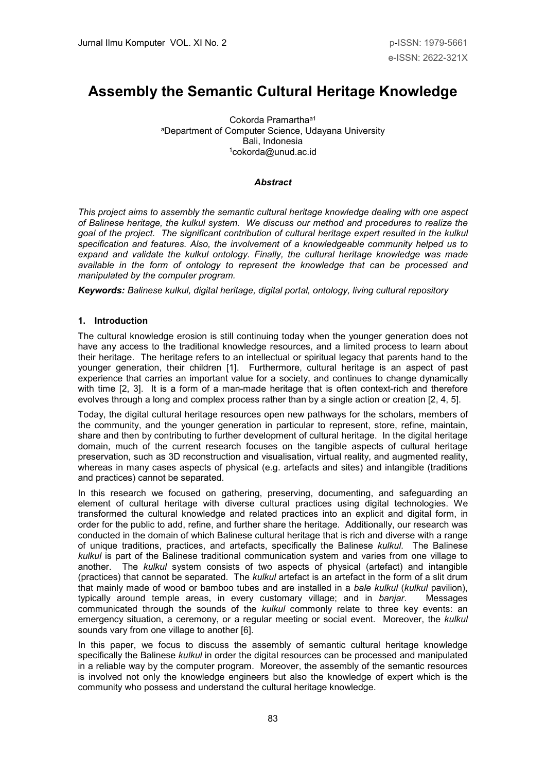# Assembly the Semantic Cultural Heritage Knowledge

Cokorda Pramartha[a1]

[a]Department of Computer Science, Udayana University
Bali, Indonesia
[1]cokorda@unud.ac.id

### *Abstract*

*This project aims to assembly the semantic cultural heritage knowledge dealing with one aspect of Balinese heritage, the kulkul system. We discuss our method and procedures to realize the goal of the project. The significant contribution of cultural heritage expert resulted in the kulkul specification and features. Also, the involvement of a knowledgeable community helped us to expand and validate the kulkul ontology. Finally, the cultural heritage knowledge was made available in the form of ontology to represent the knowledge that can be processed and manipulated by the computer program.*

***Keywords:*** *Balinese kulkul, digital heritage, digital portal, ontology, living cultural repository*

## 1. Introduction

The cultural knowledge erosion is still continuing today when the younger generation does not have any access to the traditional knowledge resources, and a limited process to learn about their heritage. The heritage refers to an intellectual or spiritual legacy that parents hand to the younger generation, their children [1]. Furthermore, cultural heritage is an aspect of past experience that carries an important value for a society, and continues to change dynamically with time [2, 3]. It is a form of a man-made heritage that is often context-rich and therefore evolves through a long and complex process rather than by a single action or creation [2, 4, 5].

Today, the digital cultural heritage resources open new pathways for the scholars, members of the community, and the younger generation in particular to represent, store, refine, maintain, share and then by contributing to further development of cultural heritage. In the digital heritage domain, much of the current research focuses on the tangible aspects of cultural heritage preservation, such as 3D reconstruction and visualisation, virtual reality, and augmented reality, whereas in many cases aspects of physical (e.g. artefacts and sites) and intangible (traditions and practices) cannot be separated.

In this research we focused on gathering, preserving, documenting, and safeguarding an element of cultural heritage with diverse cultural practices using digital technologies. We transformed the cultural knowledge and related practices into an explicit and digital form, in order for the public to add, refine, and further share the heritage. Additionally, our research was conducted in the domain of which Balinese cultural heritage that is rich and diverse with a range of unique traditions, practices, and artefacts, specifically the Balinese *kulkul*. The Balinese *kulkul* is part of the Balinese traditional communication system and varies from one village to another. The *kulkul* system consists of two aspects of physical (artefact) and intangible (practices) that cannot be separated. The *kulkul* artefact is an artefact in the form of a slit drum that mainly made of wood or bamboo tubes and are installed in a *bale kulkul* (*kulkul* pavilion), typically around temple areas, in every customary village; and in *banjar*. Messages communicated through the sounds of the *kulkul* commonly relate to three key events: an emergency situation, a ceremony, or a regular meeting or social event. Moreover, the *kulkul* sounds vary from one village to another [6].

In this paper, we focus to discuss the assembly of semantic cultural heritage knowledge specifically the Balinese *kulkul* in order the digital resources can be processed and manipulated in a reliable way by the computer program. Moreover, the assembly of the semantic resources is involved not only the knowledge engineers but also the knowledge of expert which is the community who possess and understand the cultural heritage knowledge.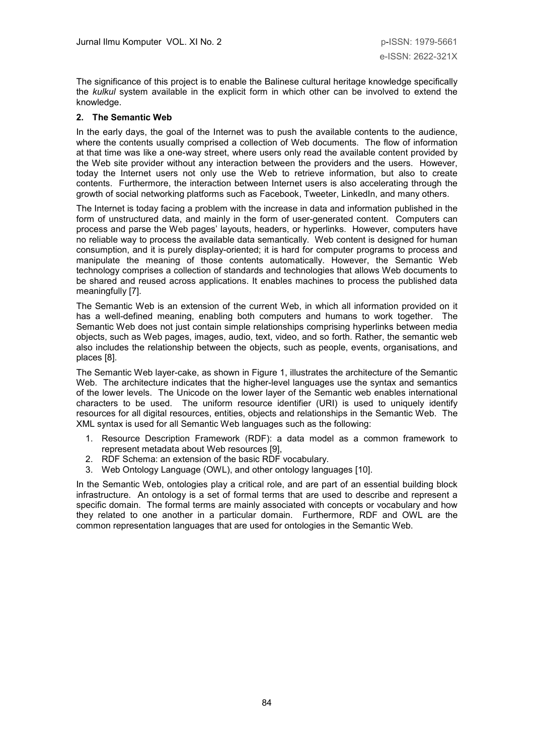The significance of this project is to enable the Balinese cultural heritage knowledge specifically the *kulkul* system available in the explicit form in which other can be involved to extend the knowledge.

## 2. The Semantic Web

In the early days, the goal of the Internet was to push the available contents to the audience, where the contents usually comprised a collection of Web documents. The flow of information at that time was like a one-way street, where users only read the available content provided by the Web site provider without any interaction between the providers and the users. However, today the Internet users not only use the Web to retrieve information, but also to create contents. Furthermore, the interaction between Internet users is also accelerating through the growth of social networking platforms such as Facebook, Tweeter, LinkedIn, and many others.

The Internet is today facing a problem with the increase in data and information published in the form of unstructured data, and mainly in the form of user-generated content. Computers can process and parse the Web pages' layouts, headers, or hyperlinks. However, computers have no reliable way to process the available data semantically. Web content is designed for human consumption, and it is purely display-oriented; it is hard for computer programs to process and manipulate the meaning of those contents automatically. However, the Semantic Web technology comprises a collection of standards and technologies that allows Web documents to be shared and reused across applications. It enables machines to process the published data meaningfully [7].

The Semantic Web is an extension of the current Web, in which all information provided on it has a well-defined meaning, enabling both computers and humans to work together. The Semantic Web does not just contain simple relationships comprising hyperlinks between media objects, such as Web pages, images, audio, text, video, and so forth. Rather, the semantic web also includes the relationship between the objects, such as people, events, organisations, and places [8].

The Semantic Web layer-cake, as shown in Figure 1, illustrates the architecture of the Semantic Web. The architecture indicates that the higher-level languages use the syntax and semantics of the lower levels. The Unicode on the lower layer of the Semantic web enables international characters to be used. The uniform resource identifier (URI) is used to uniquely identify resources for all digital resources, entities, objects and relationships in the Semantic Web. The XML syntax is used for all Semantic Web languages such as the following:

1. Resource Description Framework (RDF): a data model as a common framework to represent metadata about Web resources [9],
2. RDF Schema: an extension of the basic RDF vocabulary.
3. Web Ontology Language (OWL), and other ontology languages [10].

In the Semantic Web, ontologies play a critical role, and are part of an essential building block infrastructure. An ontology is a set of formal terms that are used to describe and represent a specific domain. The formal terms are mainly associated with concepts or vocabulary and how they related to one another in a particular domain. Furthermore, RDF and OWL are the common representation languages that are used for ontologies in the Semantic Web.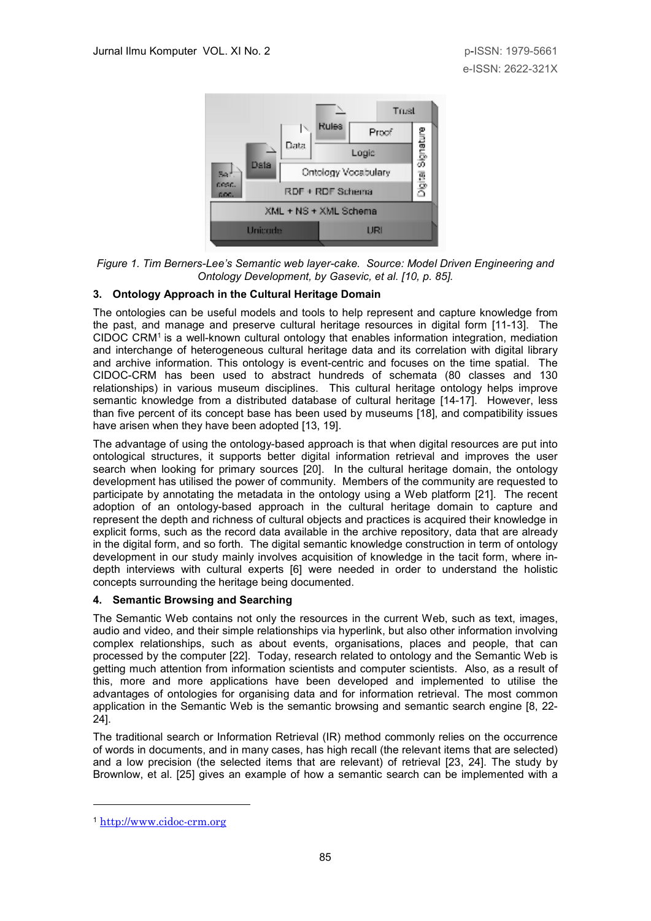*Figure 1. Tim Berners-Lee's Semantic web layer-cake. Source: Model Driven Engineering and Ontology Development, by Gasevic, et al. [10, p. 85].*

### 3. Ontology Approach in the Cultural Heritage Domain

The ontologies can be useful models and tools to help represent and capture knowledge from the past, and manage and preserve cultural heritage resources in digital form [11-13]. The CIDOC CRM[1] is a well-known cultural ontology that enables information integration, mediation and interchange of heterogeneous cultural heritage data and its correlation with digital library and archive information. This ontology is event-centric and focuses on the time spatial. The CIDOC-CRM has been used to abstract hundreds of schemata (80 classes and 130 relationships) in various museum disciplines. This cultural heritage ontology helps improve semantic knowledge from a distributed database of cultural heritage [14-17]. However, less than five percent of its concept base has been used by museums [18], and compatibility issues have arisen when they have been adopted [13, 19].

The advantage of using the ontology-based approach is that when digital resources are put into ontological structures, it supports better digital information retrieval and improves the user search when looking for primary sources [20]. In the cultural heritage domain, the ontology development has utilised the power of community. Members of the community are requested to participate by annotating the metadata in the ontology using a Web platform [21]. The recent adoption of an ontology-based approach in the cultural heritage domain to capture and represent the depth and richness of cultural objects and practices is acquired their knowledge in explicit forms, such as the record data available in the archive repository, data that are already in the digital form, and so forth. The digital semantic knowledge construction in term of ontology development in our study mainly involves acquisition of knowledge in the tacit form, where in-depth interviews with cultural experts [6] were needed in order to understand the holistic concepts surrounding the heritage being documented.

### 4. Semantic Browsing and Searching

The Semantic Web contains not only the resources in the current Web, such as text, images, audio and video, and their simple relationships via hyperlink, but also other information involving complex relationships, such as about events, organisations, places and people, that can processed by the computer [22]. Today, research related to ontology and the Semantic Web is getting much attention from information scientists and computer scientists. Also, as a result of this, more and more applications have been developed and implemented to utilise the advantages of ontologies for organising data and for information retrieval. The most common application in the Semantic Web is the semantic browsing and semantic search engine [8, 22-24].

The traditional search or Information Retrieval (IR) method commonly relies on the occurrence of words in documents, and in many cases, has high recall (the relevant items that are selected) and a low precision (the selected items that are relevant) of retrieval [23, 24]. The study by Brownlow, et al. [25] gives an example of how a semantic search can be implemented with a

---

[1] http://www.cidoc-crm.org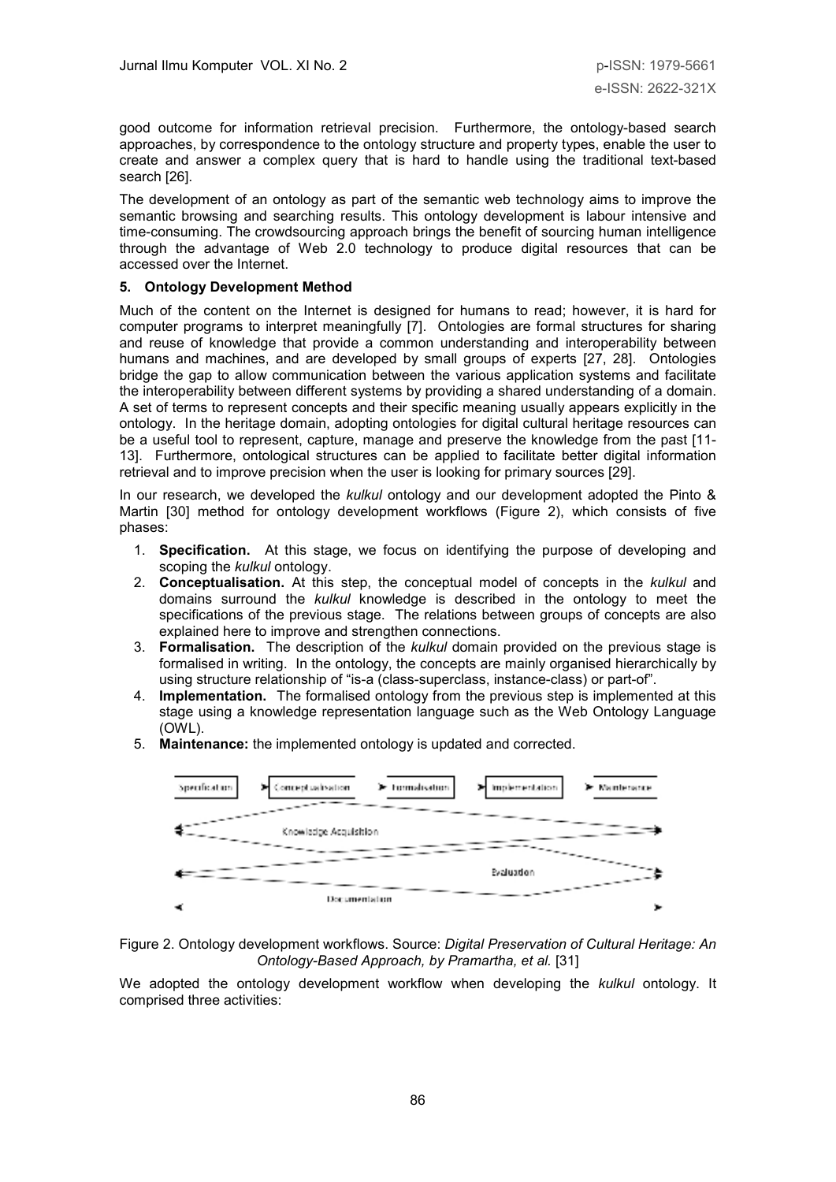good outcome for information retrieval precision. Furthermore, the ontology-based search approaches, by correspondence to the ontology structure and property types, enable the user to create and answer a complex query that is hard to handle using the traditional text-based search [26].

The development of an ontology as part of the semantic web technology aims to improve the semantic browsing and searching results. This ontology development is labour intensive and time-consuming. The crowdsourcing approach brings the benefit of sourcing human intelligence through the advantage of Web 2.0 technology to produce digital resources that can be accessed over the Internet.

## 5. Ontology Development Method

Much of the content on the Internet is designed for humans to read; however, it is hard for computer programs to interpret meaningfully [7]. Ontologies are formal structures for sharing and reuse of knowledge that provide a common understanding and interoperability between humans and machines, and are developed by small groups of experts [27, 28]. Ontologies bridge the gap to allow communication between the various application systems and facilitate the interoperability between different systems by providing a shared understanding of a domain. A set of terms to represent concepts and their specific meaning usually appears explicitly in the ontology. In the heritage domain, adopting ontologies for digital cultural heritage resources can be a useful tool to represent, capture, manage and preserve the knowledge from the past [11-13]. Furthermore, ontological structures can be applied to facilitate better digital information retrieval and to improve precision when the user is looking for primary sources [29].

In our research, we developed the *kulkul* ontology and our development adopted the Pinto & Martin [30] method for ontology development workflows (Figure 2), which consists of five phases:

1. **Specification.** At this stage, we focus on identifying the purpose of developing and scoping the *kulkul* ontology.
2. **Conceptualisation.** At this step, the conceptual model of concepts in the *kulkul* and domains surround the *kulkul* knowledge is described in the ontology to meet the specifications of the previous stage. The relations between groups of concepts are also explained here to improve and strengthen connections.
3. **Formalisation.** The description of the *kulkul* domain provided on the previous stage is formalised in writing. In the ontology, the concepts are mainly organised hierarchically by using structure relationship of "is-a (class-superclass, instance-class) or part-of".
4. **Implementation.** The formalised ontology from the previous step is implemented at this stage using a knowledge representation language such as the Web Ontology Language (OWL).
5. **Maintenance:** the implemented ontology is updated and corrected.

Figure 2. Ontology development workflows. Source: *Digital Preservation of Cultural Heritage: An Ontology-Based Approach, by Pramartha, et al.* [31]

We adopted the ontology development workflow when developing the *kulkul* ontology. It comprised three activities: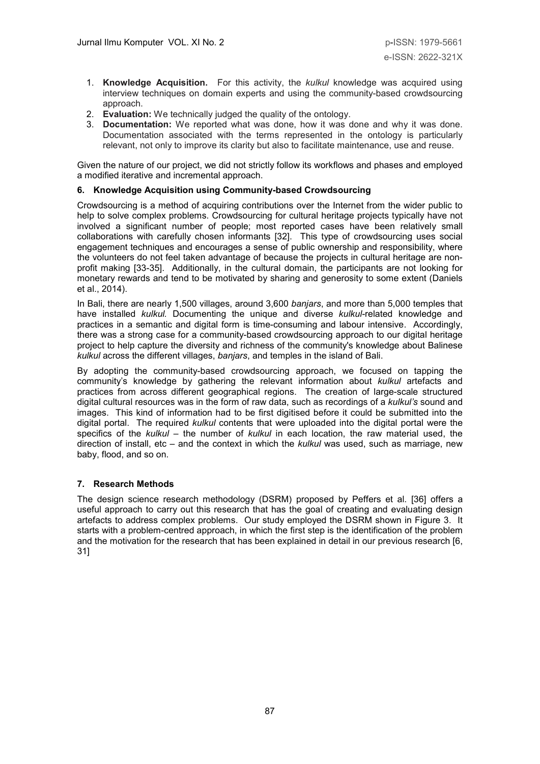1. **Knowledge Acquisition.** For this activity, the *kulkul* knowledge was acquired using interview techniques on domain experts and using the community-based crowdsourcing approach.
2. **Evaluation:** We technically judged the quality of the ontology.
3. **Documentation:** We reported what was done, how it was done and why it was done. Documentation associated with the terms represented in the ontology is particularly relevant, not only to improve its clarity but also to facilitate maintenance, use and reuse.

Given the nature of our project, we did not strictly follow its workflows and phases and employed a modified iterative and incremental approach.

## 6. Knowledge Acquisition using Community-based Crowdsourcing

Crowdsourcing is a method of acquiring contributions over the Internet from the wider public to help to solve complex problems. Crowdsourcing for cultural heritage projects typically have not involved a significant number of people; most reported cases have been relatively small collaborations with carefully chosen informants [32]. This type of crowdsourcing uses social engagement techniques and encourages a sense of public ownership and responsibility, where the volunteers do not feel taken advantage of because the projects in cultural heritage are non-profit making [33-35]. Additionally, in the cultural domain, the participants are not looking for monetary rewards and tend to be motivated by sharing and generosity to some extent (Daniels et al., 2014).

In Bali, there are nearly 1,500 villages, around 3,600 *banjars*, and more than 5,000 temples that have installed *kulkul*. Documenting the unique and diverse *kulkul*-related knowledge and practices in a semantic and digital form is time-consuming and labour intensive. Accordingly, there was a strong case for a community-based crowdsourcing approach to our digital heritage project to help capture the diversity and richness of the community's knowledge about Balinese *kulkul* across the different villages, *banjars*, and temples in the island of Bali.

By adopting the community-based crowdsourcing approach, we focused on tapping the community's knowledge by gathering the relevant information about *kulkul* artefacts and practices from across different geographical regions. The creation of large-scale structured digital cultural resources was in the form of raw data, such as recordings of a *kulkul's* sound and images. This kind of information had to be first digitised before it could be submitted into the digital portal. The required *kulkul* contents that were uploaded into the digital portal were the specifics of the *kulkul* – the number of *kulkul* in each location, the raw material used, the direction of install, etc – and the context in which the *kulkul* was used, such as marriage, new baby, flood, and so on.

## 7. Research Methods

The design science research methodology (DSRM) proposed by Peffers et al. [36] offers a useful approach to carry out this research that has the goal of creating and evaluating design artefacts to address complex problems. Our study employed the DSRM shown in Figure 3. It starts with a problem-centred approach, in which the first step is the identification of the problem and the motivation for the research that has been explained in detail in our previous research [6, 31]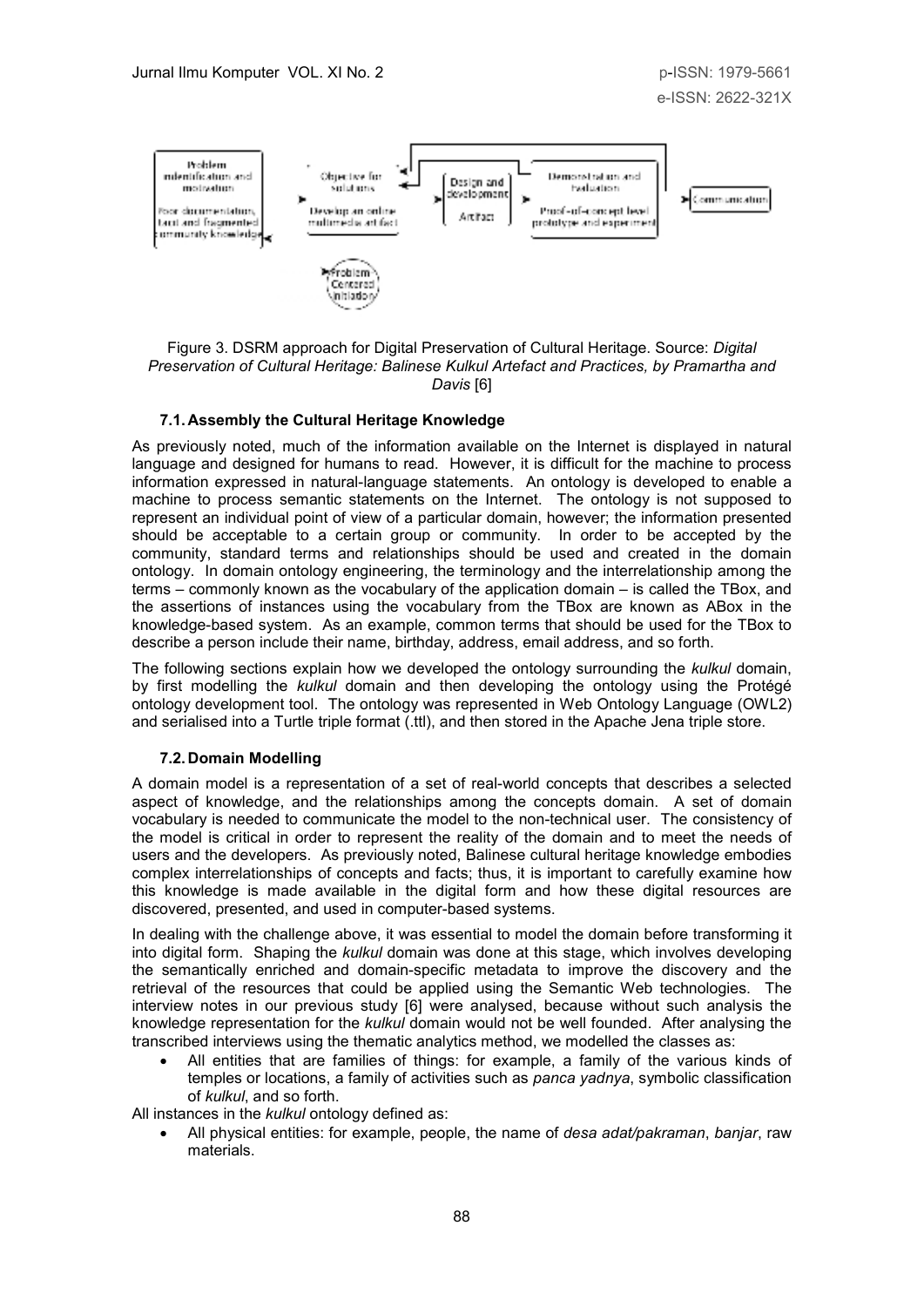Problem identification and motivation

Poor documentation, tacit and fragmented community knowledge

Objective for solutions

Develop an online multimedia artifact

Design and development

Artifact

Demonstration and Evaluation

Proof-of-concept level prototype and experiment

Communication

Problem Centered Initiation

Figure 3. DSRM approach for Digital Preservation of Cultural Heritage. Source: *Digital Preservation of Cultural Heritage: Balinese Kulkul Artefact and Practices, by Pramartha and Davis* [6]

### 7.1. Assembly the Cultural Heritage Knowledge

As previously noted, much of the information available on the Internet is displayed in natural language and designed for humans to read. However, it is difficult for the machine to process information expressed in natural-language statements. An ontology is developed to enable a machine to process semantic statements on the Internet. The ontology is not supposed to represent an individual point of view of a particular domain, however; the information presented should be acceptable to a certain group or community. In order to be accepted by the community, standard terms and relationships should be used and created in the domain ontology. In domain ontology engineering, the terminology and the interrelationship among the terms – commonly known as the vocabulary of the application domain – is called the TBox, and the assertions of instances using the vocabulary from the TBox are known as ABox in the knowledge-based system. As an example, common terms that should be used for the TBox to describe a person include their name, birthday, address, email address, and so forth.

The following sections explain how we developed the ontology surrounding the *kulkul* domain, by first modelling the *kulkul* domain and then developing the ontology using the Protégé ontology development tool. The ontology was represented in Web Ontology Language (OWL2) and serialised into a Turtle triple format (.ttl), and then stored in the Apache Jena triple store.

### 7.2. Domain Modelling

A domain model is a representation of a set of real-world concepts that describes a selected aspect of knowledge, and the relationships among the concepts domain. A set of domain vocabulary is needed to communicate the model to the non-technical user. The consistency of the model is critical in order to represent the reality of the domain and to meet the needs of users and the developers. As previously noted, Balinese cultural heritage knowledge embodies complex interrelationships of concepts and facts; thus, it is important to carefully examine how this knowledge is made available in the digital form and how these digital resources are discovered, presented, and used in computer-based systems.

In dealing with the challenge above, it was essential to model the domain before transforming it into digital form. Shaping the *kulkul* domain was done at this stage, which involves developing the semantically enriched and domain-specific metadata to improve the discovery and the retrieval of the resources that could be applied using the Semantic Web technologies. The interview notes in our previous study [6] were analysed, because without such analysis the knowledge representation for the *kulkul* domain would not be well founded. After analysing the transcribed interviews using the thematic analytics method, we modelled the classes as:

- All entities that are families of things: for example, a family of the various kinds of temples or locations, a family of activities such as *panca yadnya*, symbolic classification of *kulkul*, and so forth.

All instances in the *kulkul* ontology defined as:

- All physical entities: for example, people, the name of *desa adat/pakraman*, *banjar*, raw materials.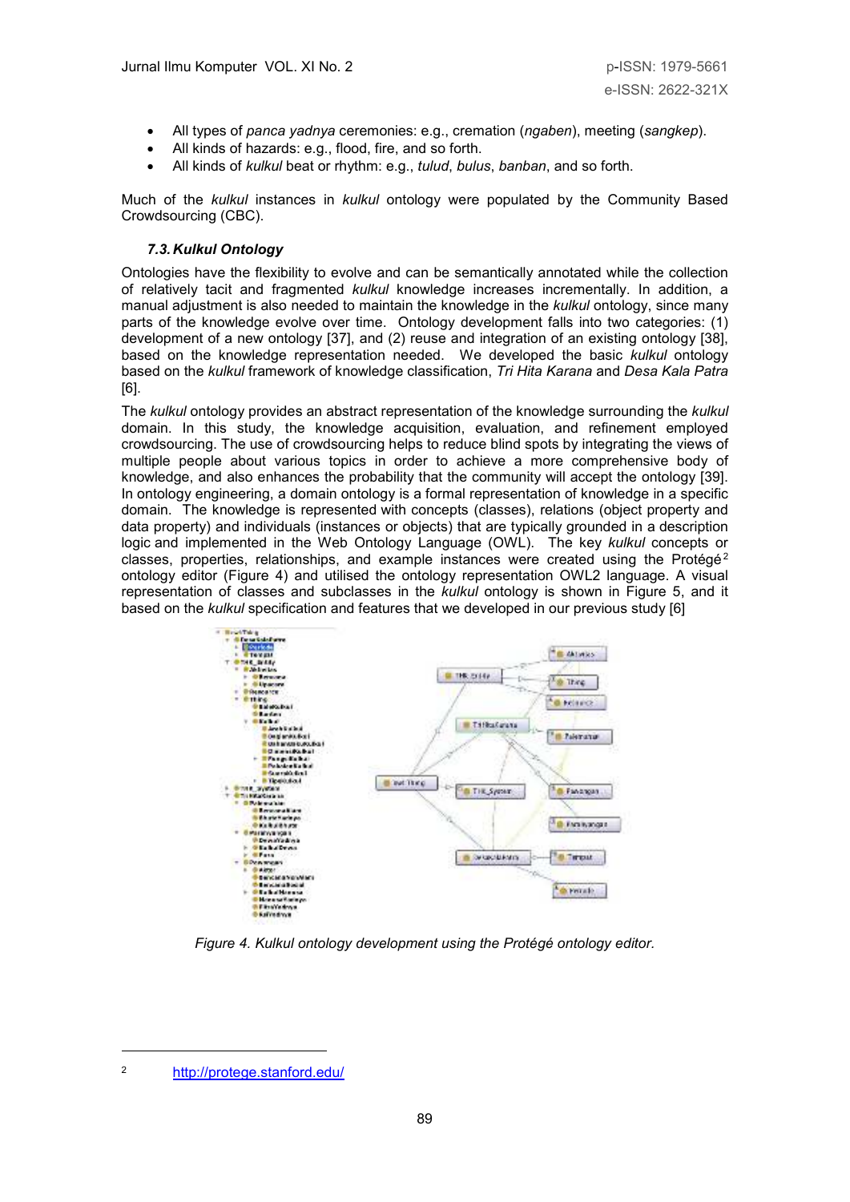- All types of *panca yadnya* ceremonies: e.g., cremation (*ngaben*), meeting (*sangkep*).
- All kinds of hazards: e.g., flood, fire, and so forth.
- All kinds of *kulkul* beat or rhythm: e.g., *tulud*, *bulus*, *banban*, and so forth.

Much of the *kulkul* instances in *kulkul* ontology were populated by the Community Based Crowdsourcing (CBC).

### 7.3. Kulkul Ontology

Ontologies have the flexibility to evolve and can be semantically annotated while the collection of relatively tacit and fragmented *kulkul* knowledge increases incrementally. In addition, a manual adjustment is also needed to maintain the knowledge in the *kulkul* ontology, since many parts of the knowledge evolve over time. Ontology development falls into two categories: (1) development of a new ontology [37], and (2) reuse and integration of an existing ontology [38], based on the knowledge representation needed. We developed the basic *kulkul* ontology based on the *kulkul* framework of knowledge classification, *Tri Hita Karana* and *Desa Kala Patra* [6].

The *kulkul* ontology provides an abstract representation of the knowledge surrounding the *kulkul* domain. In this study, the knowledge acquisition, evaluation, and refinement employed crowdsourcing. The use of crowdsourcing helps to reduce blind spots by integrating the views of multiple people about various topics in order to achieve a more comprehensive body of knowledge, and also enhances the probability that the community will accept the ontology [39]. In ontology engineering, a domain ontology is a formal representation of knowledge in a specific domain. The knowledge is represented with concepts (classes), relations (object property and data property) and individuals (instances or objects) that are typically grounded in a description logic and implemented in the Web Ontology Language (OWL). The key *kulkul* concepts or classes, properties, relationships, and example instances were created using the Protégé[2] ontology editor (Figure 4) and utilised the ontology representation OWL2 language. A visual representation of classes and subclasses in the *kulkul* ontology is shown in Figure 5, and it based on the *kulkul* specification and features that we developed in our previous study [6]

*Figure 4. Kulkul ontology development using the Protégé ontology editor.*

[2] http://protege.stanford.edu/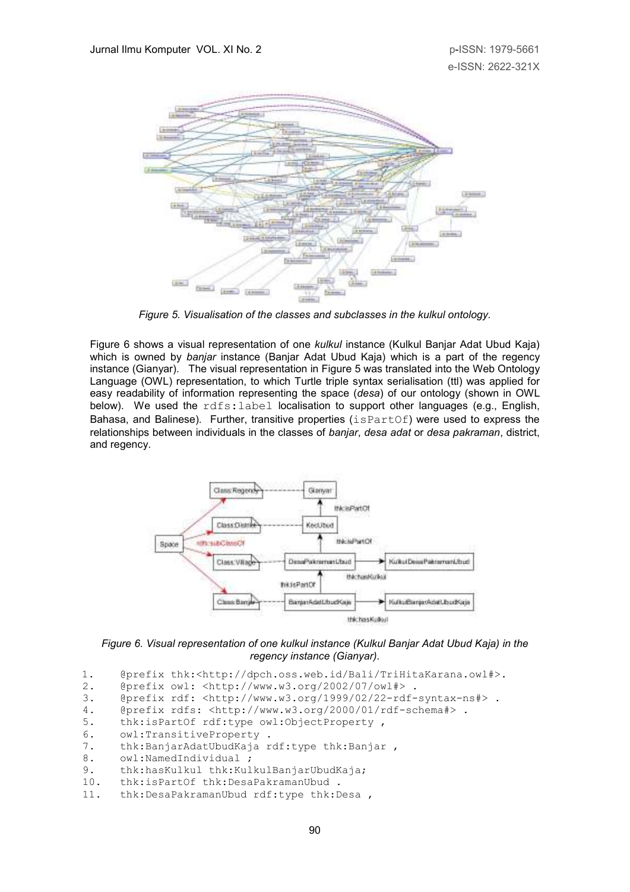*Figure 5. Visualisation of the classes and subclasses in the kulkul ontology.*

Figure 6 shows a visual representation of one *kulkul* instance (Kulkul Banjar Adat Ubud Kaja) which is owned by *banjar* instance (Banjar Adat Ubud Kaja) which is a part of the regency instance (Gianyar). The visual representation in Figure 5 was translated into the Web Ontology Language (OWL) representation, to which Turtle triple syntax serialisation (ttl) was applied for easy readability of information representing the space (*desa*) of our ontology (shown in OWL below). We used the `rdfs:label` localisation to support other languages (e.g., English, Bahasa, and Balinese). Further, transitive properties (`isPartOf`) were used to express the relationships between individuals in the classes of *banjar*, *desa adat* or *desa pakraman*, district, and regency.

*Figure 6. Visual representation of one kulkul instance (Kulkul Banjar Adat Ubud Kaja) in the regency instance (Gianyar).*

```
1.   @prefix thk:<http://dpch.oss.web.id/Bali/TriHitaKarana.owl#>.
2.   @prefix owl: <http://www.w3.org/2002/07/owl#> .
3.   @prefix rdf: <http://www.w3.org/1999/02/22-rdf-syntax-ns#> .
4.   @prefix rdfs: <http://www.w3.org/2000/01/rdf-schema#> .
5.   thk:isPartOf rdf:type owl:ObjectProperty ,
6.   owl:TransitiveProperty .
7.   thk:BanjarAdatUbudKaja rdf:type thk:Banjar ,
8.   owl:NamedIndividual ;
9.   thk:hasKulkul thk:KulkulBanjarUbudKaja;
10.  thk:isPartOf thk:DesaPakramanUbud .
11.  thk:DesaPakramanUbud rdf:type thk:Desa ,
```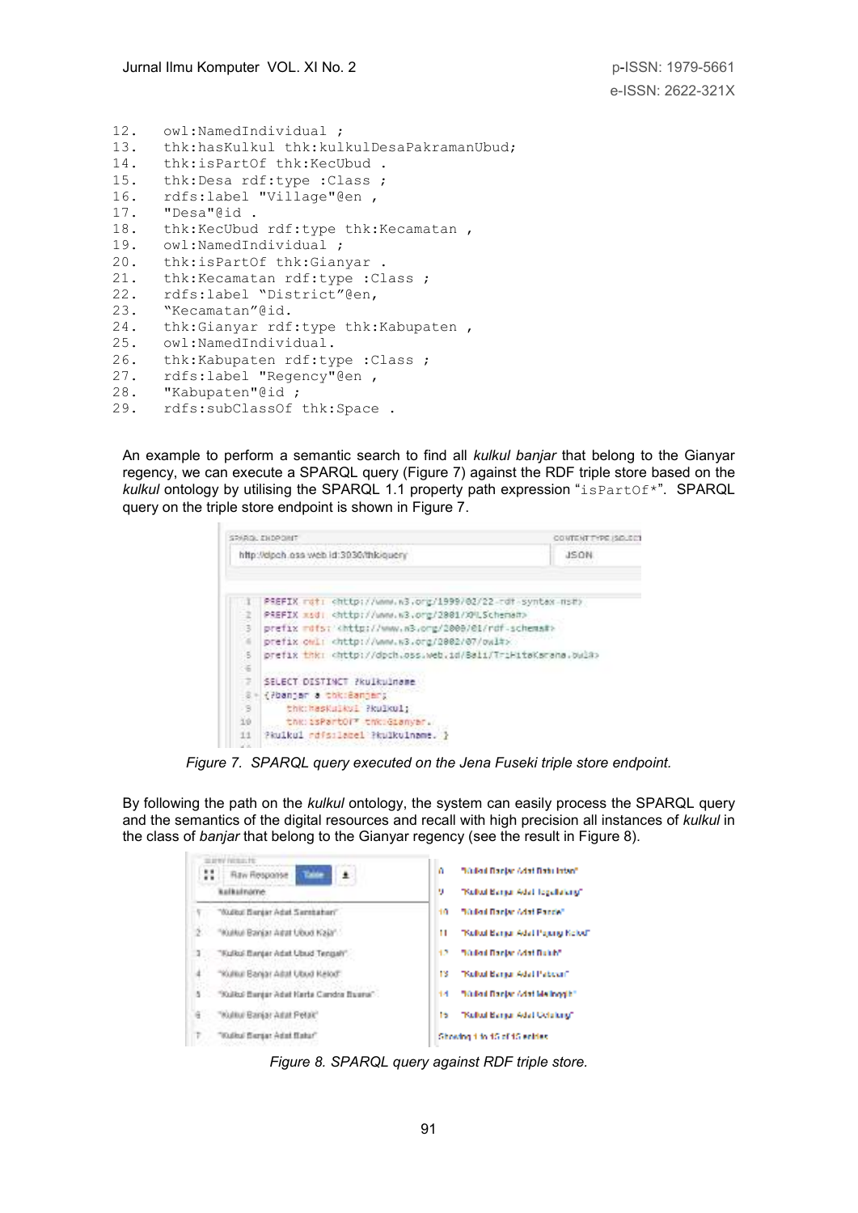```
12.   owl:NamedIndividual ;
13.   thk:hasKulkul thk:kulkulDesaPakramanUbud;
14.   thk:isPartOf thk:KecUbud .
15.   thk:Desa rdf:type :Class ;
16.   rdfs:label "Village"@en ,
17.   "Desa"@id .
18.   thk:KecUbud rdf:type thk:Kecamatan ,
19.   owl:NamedIndividual ;
20.   thk:isPartOf thk:Gianyar .
21.   thk:Kecamatan rdf:type :Class ;
22.   rdfs:label "District"@en,
23.   "Kecamatan"@id.
24.   thk:Gianyar rdf:type thk:Kabupaten ,
25.   owl:NamedIndividual.
26.   thk:Kabupaten rdf:type :Class ;
27.   rdfs:label "Regency"@en ,
28.   "Kabupaten"@id ;
29.   rdfs:subClassOf thk:Space .
```

An example to perform a semantic search to find all *kulkul banjar* that belong to the Gianyar regency, we can execute a SPARQL query (Figure 7) against the RDF triple store based on the *kulkul* ontology by utilising the SPARQL 1.1 property path expression "`isPartOf*`". SPARQL query on the triple store endpoint is shown in Figure 7.

```
SPARQL ENDPOINT: http://dpch.oss.web.id:3030/thk/query        CONTENT TYPE (SELECT): JSON

1  PREFIX rdf: <http://www.w3.org/1999/02/22-rdf-syntax-ns#>
2  PREFIX xsd: <http://www.w3.org/2001/XMLSchema#>
3  prefix rdfs: <http://www.w3.org/2000/01/rdf-schema#>
4  prefix owl: <http://www.w3.org/2002/07/owl#>
5  prefix thk: <http://dpch.oss.web.id/Bali/TriHitaKarana.owl#>
6
7  SELECT DISTINCT ?kulkulname
8  {?banjar a thk:Banjar;
9      thk:hasKulkul ?kulkul;
10     thk:isPartOf* thk:Gianyar.
11 ?kulkul rdfs:label ?kulkulname. }
```

*Figure 7. SPARQL query executed on the Jena Fuseki triple store endpoint.*

By following the path on the *kulkul* ontology, the system can easily process the SPARQL query and the semantics of the digital resources and recall with high precision all instances of *kulkul* in the class of *banjar* that belong to the Gianyar regency (see the result in Figure 8).

| | kulkulname |
|---|---|
| 1 | "Kulkul Banjar Adat Sambahan" |
| 2 | "Kulkul Banjar Adat Ubud Kaja" |
| 3 | "Kulkul Banjar Adat Ubud Tengah" |
| 4 | "Kulkul Banjar Adat Ubud Kelod" |
| 5 | "Kulkul Banjar Adat Kerta Candra Buana" |
| 6 | "Kulkul Banjar Adat Petak" |
| 7 | "Kulkul Banjar Adat Batur" |
| 8 | "Kulkul Banjar Adat Batu Intan" |
| 9 | "Kulkul Banjar Adat Tegallalang" |
| 10 | "Kulkul Banjar Adat Pande" |
| 11 | "Kulkul Banjar Adat Payang Kelod" |
| 12 | "Kulkul Banjar Adat Bukit" |
| 13 | "Kulkul Banjar Adat Pabean" |
| 14 | "Kulkul Banjar Adat Melinggih" |
| 15 | "Kulkul Banjar Adat Cetaking" |

Showing 1 to 15 of 15 entries

*Figure 8. SPARQL query against RDF triple store.*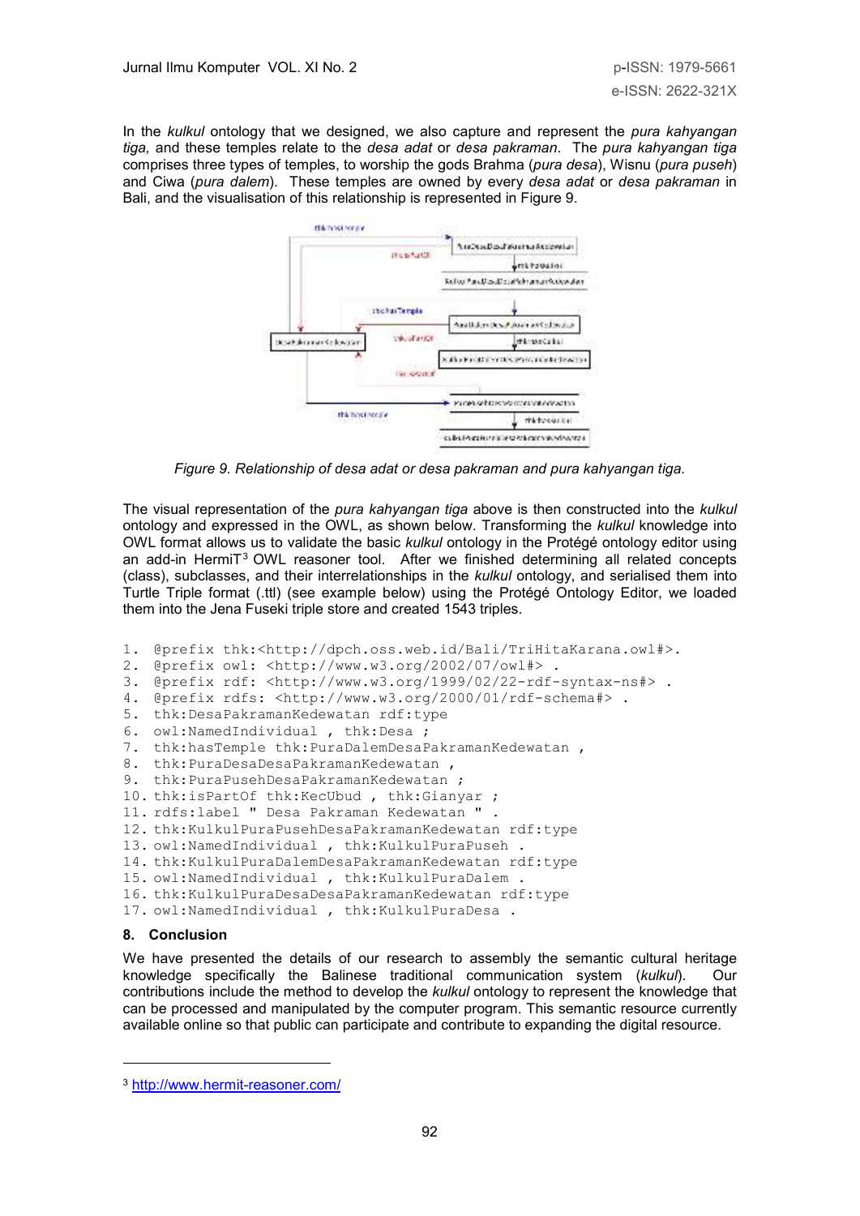In the *kulkul* ontology that we designed, we also capture and represent the *pura kahyangan tiga,* and these temples relate to the *desa adat* or *desa pakraman*. The *pura kahyangan tiga* comprises three types of temples, to worship the gods Brahma (*pura desa*), Wisnu (*pura puseh*) and Ciwa (*pura dalem*). These temples are owned by every *desa adat* or *desa pakraman* in Bali, and the visualisation of this relationship is represented in Figure 9.

*Figure 9. Relationship of desa adat or desa pakraman and pura kahyangan tiga.*

The visual representation of the *pura kahyangan tiga* above is then constructed into the *kulkul* ontology and expressed in the OWL, as shown below. Transforming the *kulkul* knowledge into OWL format allows us to validate the basic *kulkul* ontology in the Protégé ontology editor using an add-in HermiT[3] OWL reasoner tool. After we finished determining all related concepts (class), subclasses, and their interrelationships in the *kulkul* ontology, and serialised them into Turtle Triple format (.ttl) (see example below) using the Protégé Ontology Editor, we loaded them into the Jena Fuseki triple store and created 1543 triples.

```
1.  @prefix thk:<http://dpch.oss.web.id/Bali/TriHitaKarana.owl#>.
2.  @prefix owl: <http://www.w3.org/2002/07/owl#> .
3.  @prefix rdf: <http://www.w3.org/1999/02/22-rdf-syntax-ns#> .
4.  @prefix rdfs: <http://www.w3.org/2000/01/rdf-schema#> .
5.  thk:DesaPakramanKedewatan rdf:type
6.  owl:NamedIndividual , thk:Desa ;
7.  thk:hasTemple thk:PuraDalemDesaPakramanKedewatan ,
8.  thk:PuraDesaDesaPakramanKedewatan ,
9.  thk:PuraPusehDesaPakramanKedewatan ;
10. thk:isPartOf thk:KecUbud , thk:Gianyar ;
11. rdfs:label " Desa Pakraman Kedewatan " .
12. thk:KulkulPuraPusehDesaPakramanKedewatan rdf:type
13. owl:NamedIndividual , thk:KulkulPuraPuseh .
14. thk:KulkulPuraDalemDesaPakramanKedewatan rdf:type
15. owl:NamedIndividual , thk:KulkulPuraDalem .
16. thk:KulkulPuraDesaDesaPakramanKedewatan rdf:type
17. owl:NamedIndividual , thk:KulkulPuraDesa .
```

## 8. Conclusion

We have presented the details of our research to assembly the semantic cultural heritage knowledge specifically the Balinese traditional communication system (*kulkul*). Our contributions include the method to develop the *kulkul* ontology to represent the knowledge that can be processed and manipulated by the computer program. This semantic resource currently available online so that public can participate and contribute to expanding the digital resource.

---

[3] http://www.hermit-reasoner.com/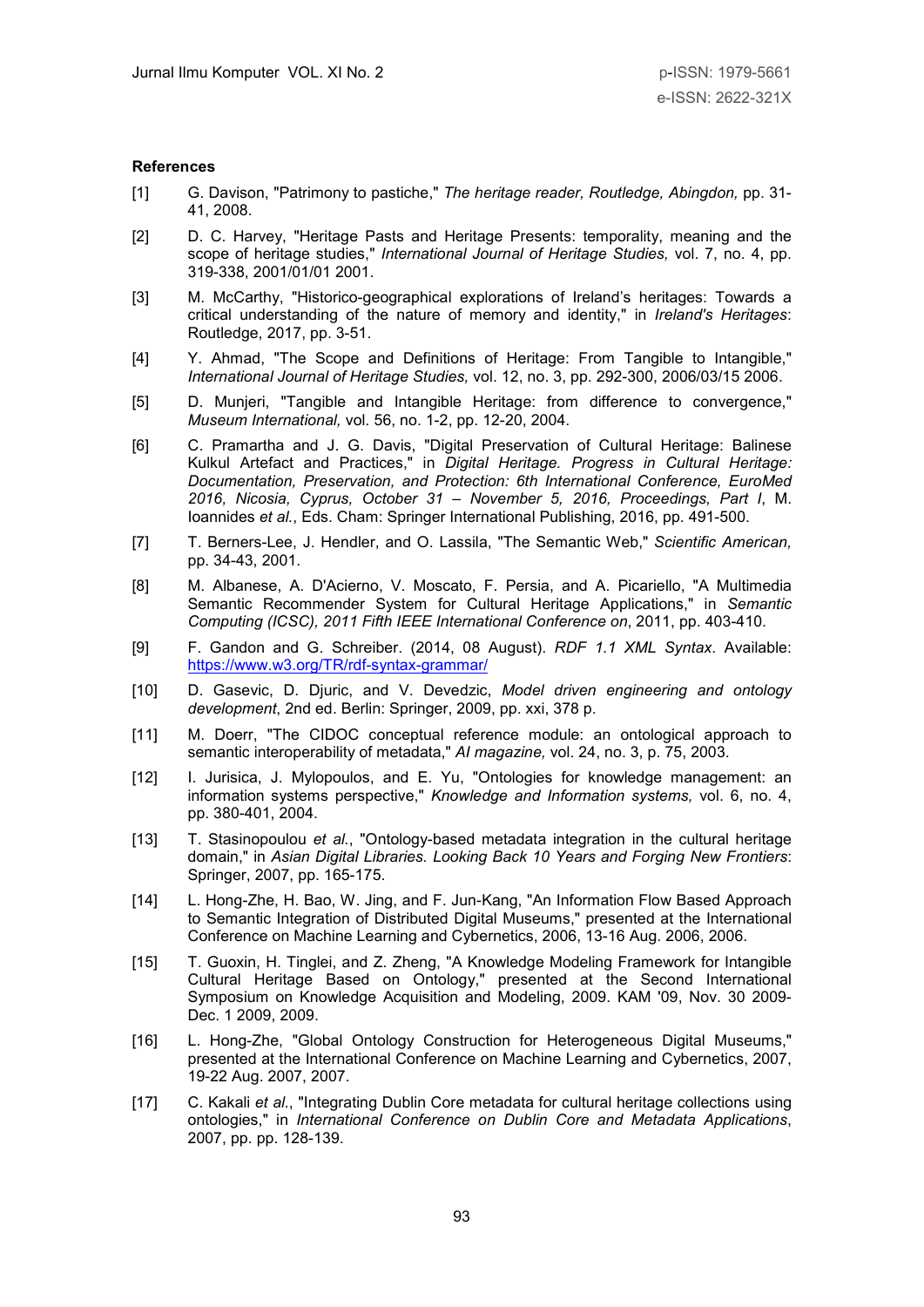**References**

[1] G. Davison, "Patrimony to pastiche," *The heritage reader, Routledge, Abingdon,* pp. 31-41, 2008.

[2] D. C. Harvey, "Heritage Pasts and Heritage Presents: temporality, meaning and the scope of heritage studies," *International Journal of Heritage Studies,* vol. 7, no. 4, pp. 319-338, 2001/01/01 2001.

[3] M. McCarthy, "Historico-geographical explorations of Ireland's heritages: Towards a critical understanding of the nature of memory and identity," in *Ireland's Heritages*: Routledge, 2017, pp. 3-51.

[4] Y. Ahmad, "The Scope and Definitions of Heritage: From Tangible to Intangible," *International Journal of Heritage Studies,* vol. 12, no. 3, pp. 292-300, 2006/03/15 2006.

[5] D. Munjeri, "Tangible and Intangible Heritage: from difference to convergence," *Museum International,* vol. 56, no. 1-2, pp. 12-20, 2004.

[6] C. Pramartha and J. G. Davis, "Digital Preservation of Cultural Heritage: Balinese Kulkul Artefact and Practices," in *Digital Heritage. Progress in Cultural Heritage: Documentation, Preservation, and Protection: 6th International Conference, EuroMed 2016, Nicosia, Cyprus, October 31 – November 5, 2016, Proceedings, Part I*, M. Ioannides *et al.*, Eds. Cham: Springer International Publishing, 2016, pp. 491-500.

[7] T. Berners-Lee, J. Hendler, and O. Lassila, "The Semantic Web," *Scientific American,* pp. 34-43, 2001.

[8] M. Albanese, A. D'Acierno, V. Moscato, F. Persia, and A. Picariello, "A Multimedia Semantic Recommender System for Cultural Heritage Applications," in *Semantic Computing (ICSC), 2011 Fifth IEEE International Conference on*, 2011, pp. 403-410.

[9] F. Gandon and G. Schreiber. (2014, 08 August). *RDF 1.1 XML Syntax*. Available: https://www.w3.org/TR/rdf-syntax-grammar/

[10] D. Gasevic, D. Djuric, and V. Devedzic, *Model driven engineering and ontology development*, 2nd ed. Berlin: Springer, 2009, pp. xxi, 378 p.

[11] M. Doerr, "The CIDOC conceptual reference module: an ontological approach to semantic interoperability of metadata," *AI magazine,* vol. 24, no. 3, p. 75, 2003.

[12] I. Jurisica, J. Mylopoulos, and E. Yu, "Ontologies for knowledge management: an information systems perspective," *Knowledge and Information systems,* vol. 6, no. 4, pp. 380-401, 2004.

[13] T. Stasinopoulou *et al.*, "Ontology-based metadata integration in the cultural heritage domain," in *Asian Digital Libraries. Looking Back 10 Years and Forging New Frontiers*: Springer, 2007, pp. 165-175.

[14] L. Hong-Zhe, H. Bao, W. Jing, and F. Jun-Kang, "An Information Flow Based Approach to Semantic Integration of Distributed Digital Museums," presented at the International Conference on Machine Learning and Cybernetics, 2006, 13-16 Aug. 2006, 2006.

[15] T. Guoxin, H. Tinglei, and Z. Zheng, "A Knowledge Modeling Framework for Intangible Cultural Heritage Based on Ontology," presented at the Second International Symposium on Knowledge Acquisition and Modeling, 2009. KAM '09, Nov. 30 2009-Dec. 1 2009, 2009.

[16] L. Hong-Zhe, "Global Ontology Construction for Heterogeneous Digital Museums," presented at the International Conference on Machine Learning and Cybernetics, 2007, 19-22 Aug. 2007, 2007.

[17] C. Kakali *et al.*, "Integrating Dublin Core metadata for cultural heritage collections using ontologies," in *International Conference on Dublin Core and Metadata Applications*, 2007, pp. pp. 128-139.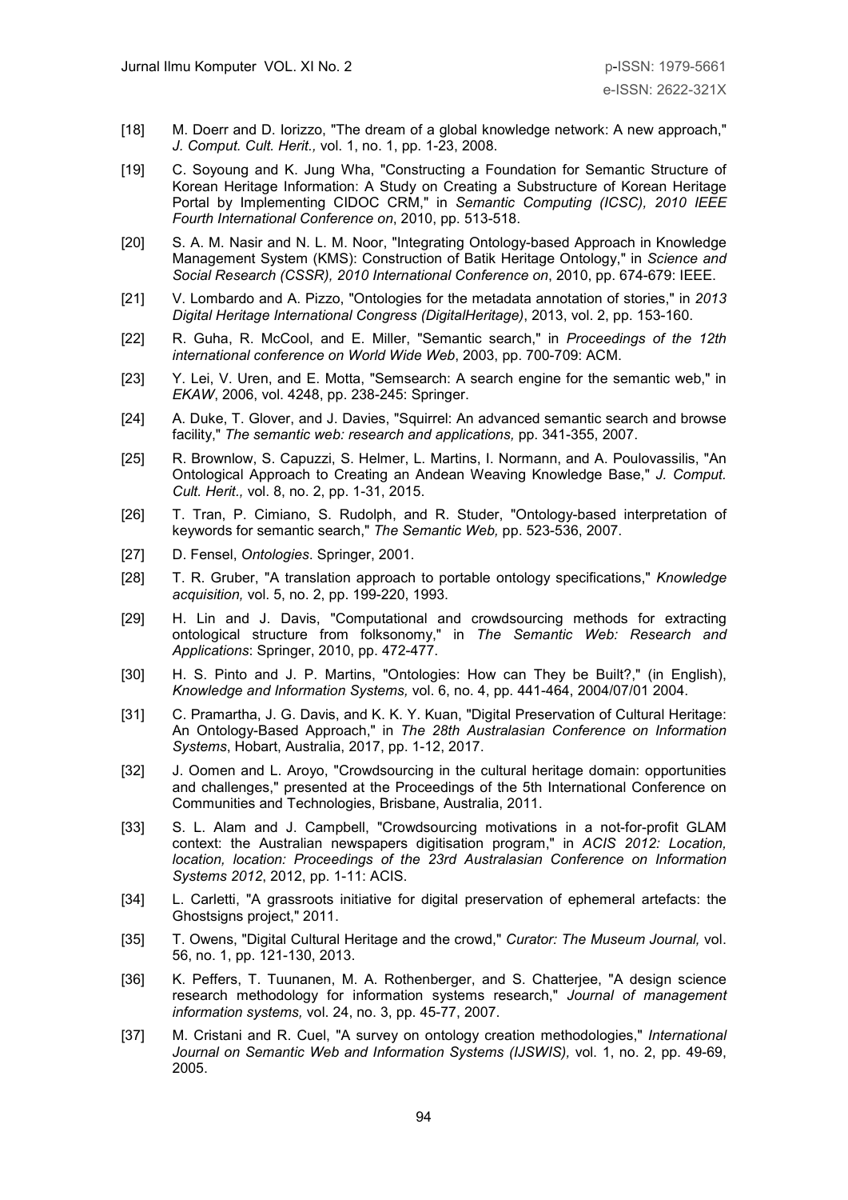[18] M. Doerr and D. Iorizzo, "The dream of a global knowledge network: A new approach," *J. Comput. Cult. Herit.,* vol. 1, no. 1, pp. 1-23, 2008.

[19] C. Soyoung and K. Jung Wha, "Constructing a Foundation for Semantic Structure of Korean Heritage Information: A Study on Creating a Substructure of Korean Heritage Portal by Implementing CIDOC CRM," in *Semantic Computing (ICSC), 2010 IEEE Fourth International Conference on*, 2010, pp. 513-518.

[20] S. A. M. Nasir and N. L. M. Noor, "Integrating Ontology-based Approach in Knowledge Management System (KMS): Construction of Batik Heritage Ontology," in *Science and Social Research (CSSR), 2010 International Conference on*, 2010, pp. 674-679: IEEE.

[21] V. Lombardo and A. Pizzo, "Ontologies for the metadata annotation of stories," in *2013 Digital Heritage International Congress (DigitalHeritage)*, 2013, vol. 2, pp. 153-160.

[22] R. Guha, R. McCool, and E. Miller, "Semantic search," in *Proceedings of the 12th international conference on World Wide Web*, 2003, pp. 700-709: ACM.

[23] Y. Lei, V. Uren, and E. Motta, "Semsearch: A search engine for the semantic web," in *EKAW*, 2006, vol. 4248, pp. 238-245: Springer.

[24] A. Duke, T. Glover, and J. Davies, "Squirrel: An advanced semantic search and browse facility," *The semantic web: research and applications,* pp. 341-355, 2007.

[25] R. Brownlow, S. Capuzzi, S. Helmer, L. Martins, I. Normann, and A. Poulovassilis, "An Ontological Approach to Creating an Andean Weaving Knowledge Base," *J. Comput. Cult. Herit.,* vol. 8, no. 2, pp. 1-31, 2015.

[26] T. Tran, P. Cimiano, S. Rudolph, and R. Studer, "Ontology-based interpretation of keywords for semantic search," *The Semantic Web,* pp. 523-536, 2007.

[27] D. Fensel, *Ontologies*. Springer, 2001.

[28] T. R. Gruber, "A translation approach to portable ontology specifications," *Knowledge acquisition,* vol. 5, no. 2, pp. 199-220, 1993.

[29] H. Lin and J. Davis, "Computational and crowdsourcing methods for extracting ontological structure from folksonomy," in *The Semantic Web: Research and Applications*: Springer, 2010, pp. 472-477.

[30] H. S. Pinto and J. P. Martins, "Ontologies: How can They be Built?," (in English), *Knowledge and Information Systems,* vol. 6, no. 4, pp. 441-464, 2004/07/01 2004.

[31] C. Pramartha, J. G. Davis, and K. K. Y. Kuan, "Digital Preservation of Cultural Heritage: An Ontology-Based Approach," in *The 28th Australasian Conference on Information Systems*, Hobart, Australia, 2017, pp. 1-12, 2017.

[32] J. Oomen and L. Aroyo, "Crowdsourcing in the cultural heritage domain: opportunities and challenges," presented at the Proceedings of the 5th International Conference on Communities and Technologies, Brisbane, Australia, 2011.

[33] S. L. Alam and J. Campbell, "Crowdsourcing motivations in a not-for-profit GLAM context: the Australian newspapers digitisation program," in *ACIS 2012: Location, location, location: Proceedings of the 23rd Australasian Conference on Information Systems 2012*, 2012, pp. 1-11: ACIS.

[34] L. Carletti, "A grassroots initiative for digital preservation of ephemeral artefacts: the Ghostsigns project," 2011.

[35] T. Owens, "Digital Cultural Heritage and the crowd," *Curator: The Museum Journal,* vol. 56, no. 1, pp. 121-130, 2013.

[36] K. Peffers, T. Tuunanen, M. A. Rothenberger, and S. Chatterjee, "A design science research methodology for information systems research," *Journal of management information systems,* vol. 24, no. 3, pp. 45-77, 2007.

[37] M. Cristani and R. Cuel, "A survey on ontology creation methodologies," *International Journal on Semantic Web and Information Systems (IJSWIS),* vol. 1, no. 2, pp. 49-69, 2005.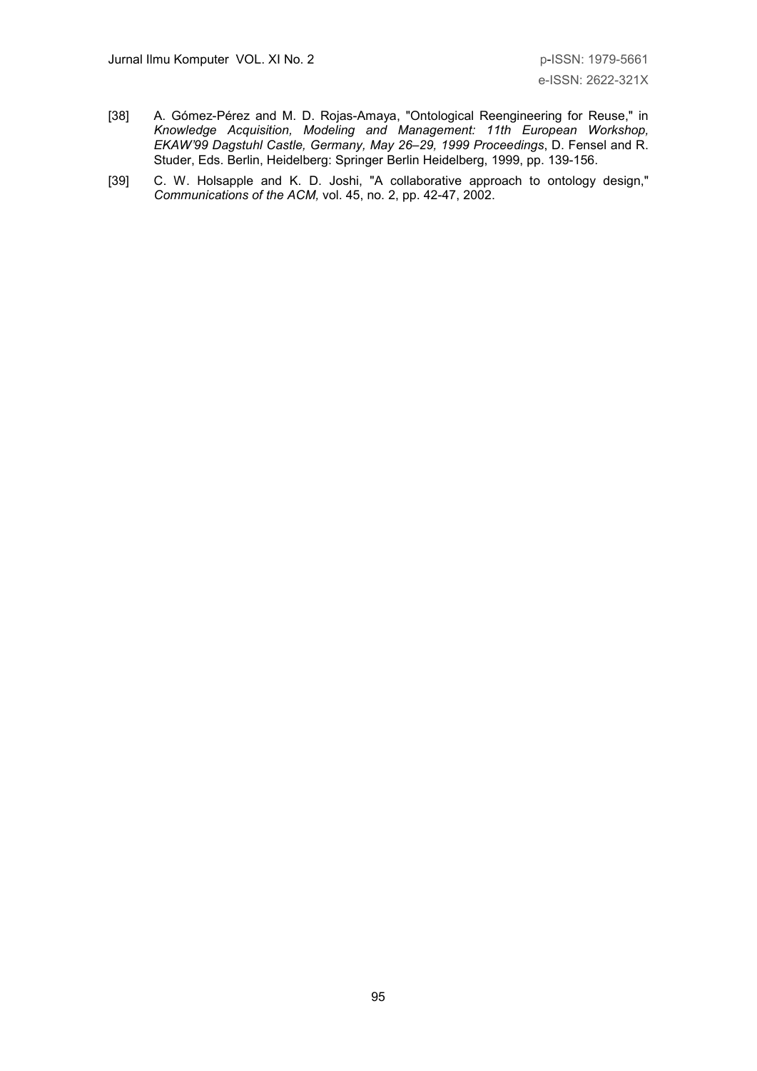[38] A. Gómez-Pérez and M. D. Rojas-Amaya, "Ontological Reengineering for Reuse," in *Knowledge Acquisition, Modeling and Management: 11th European Workshop, EKAW'99 Dagstuhl Castle, Germany, May 26–29, 1999 Proceedings*, D. Fensel and R. Studer, Eds. Berlin, Heidelberg: Springer Berlin Heidelberg, 1999, pp. 139-156.

[39] C. W. Holsapple and K. D. Joshi, "A collaborative approach to ontology design," *Communications of the ACM,* vol. 45, no. 2, pp. 42-47, 2002.